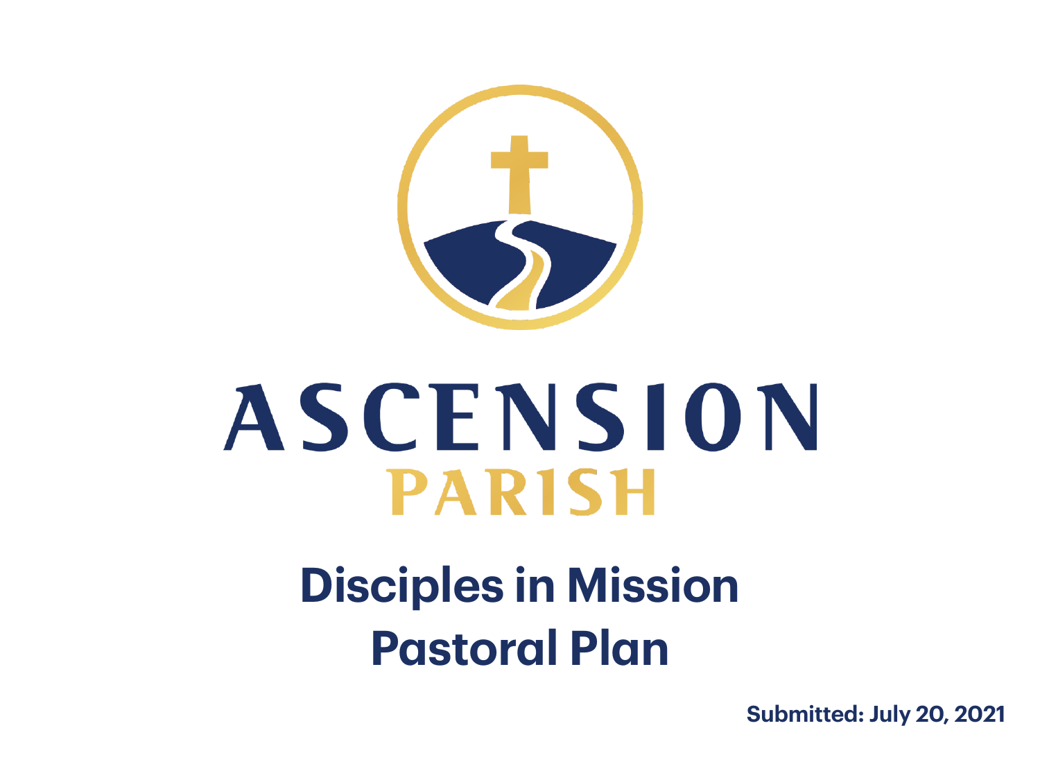# ASCENSION
## PARISH

# Disciples in Mission Pastoral Plan

**Submitted: July 20, 2021**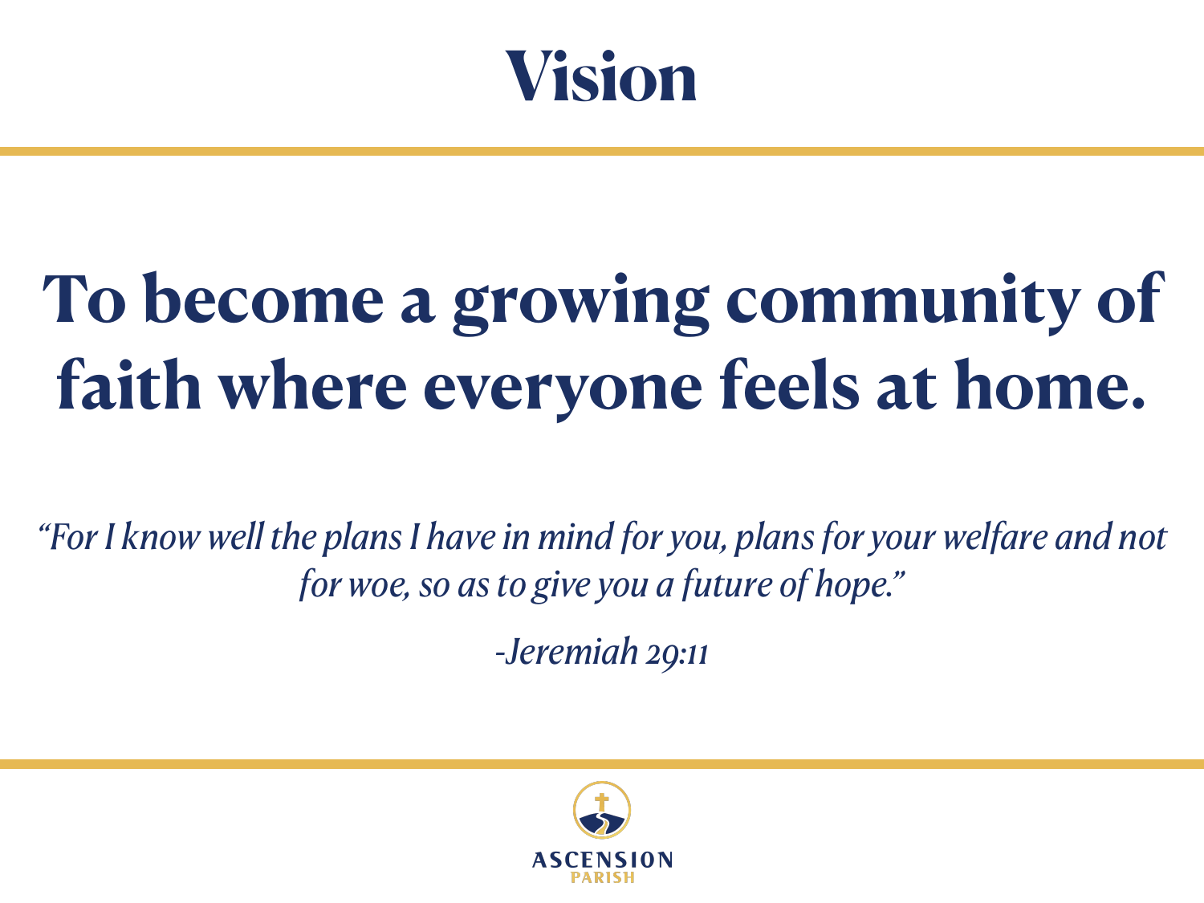# Vision

## To become a growing community of faith where everyone feels at home.

*"For I know well the plans I have in mind for you, plans for your welfare and not for woe, so as to give you a future of hope."*

*-Jeremiah 29:11*

ASCENSION
PARISH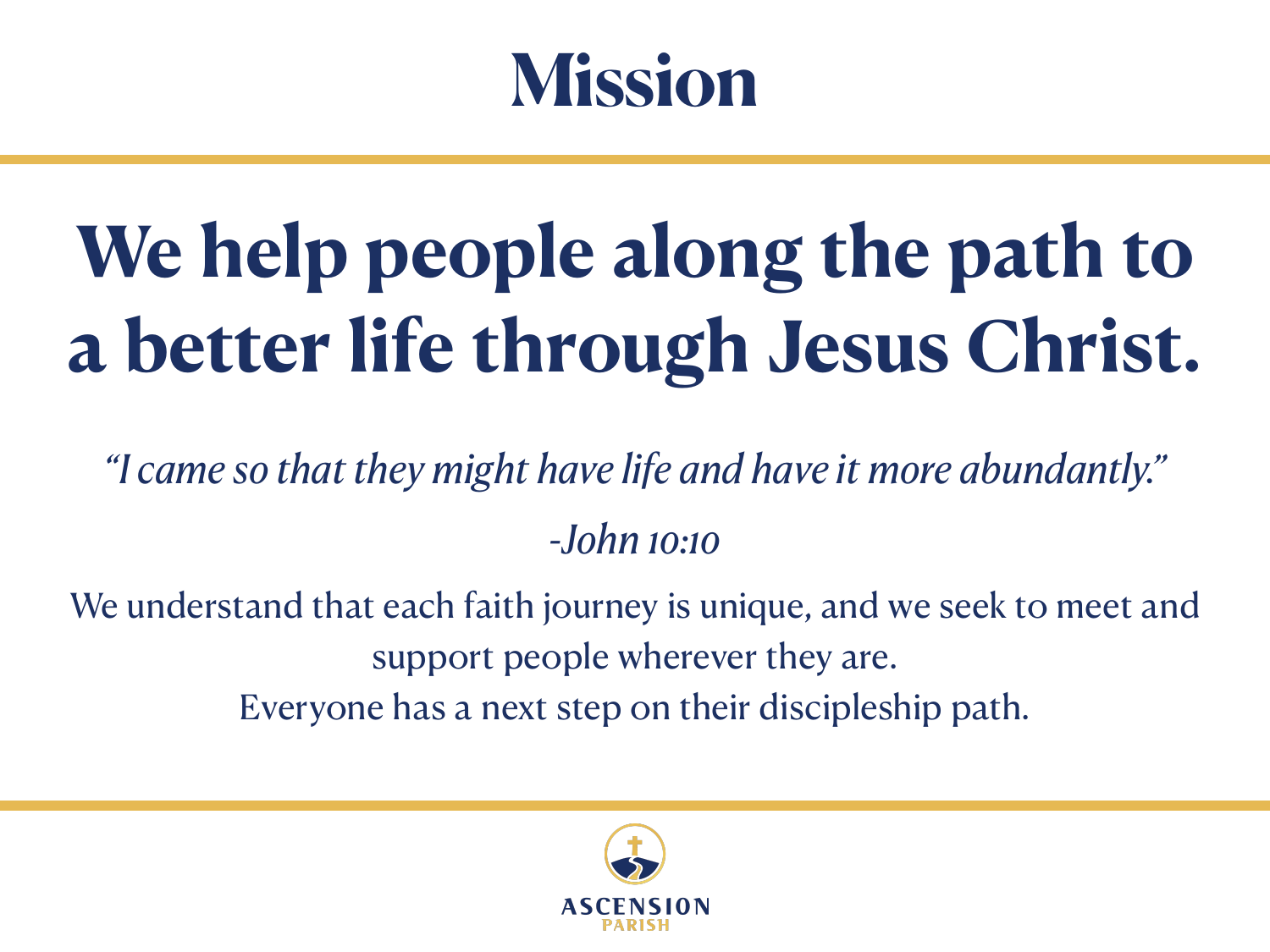# Mission

## We help people along the path to a better life through Jesus Christ.

*"I came so that they might have life and have it more abundantly."*

*-John 10:10*

We understand that each faith journey is unique, and we seek to meet and support people wherever they are.
Everyone has a next step on their discipleship path.

ASCENSION
PARISH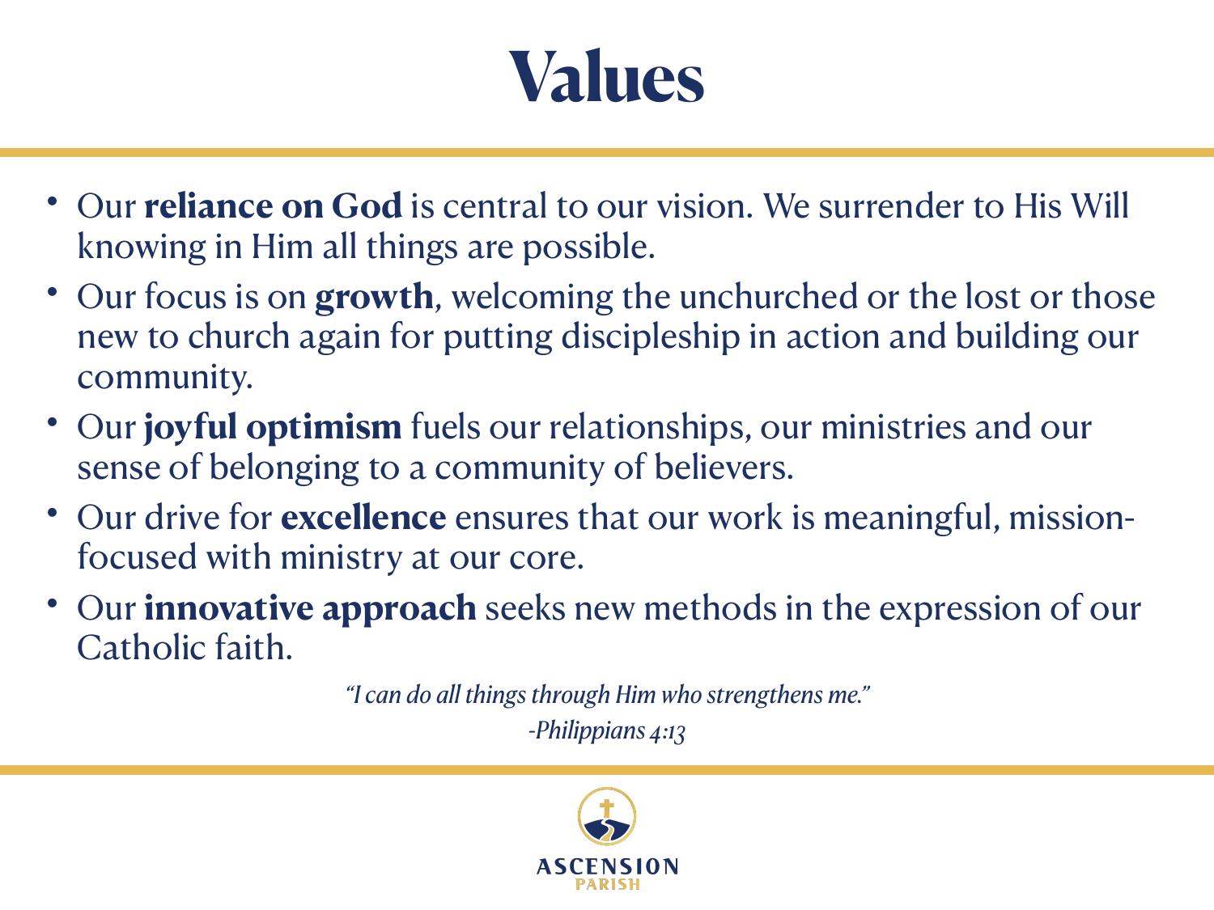# Values

- Our **reliance on God** is central to our vision. We surrender to His Will knowing in Him all things are possible.
- Our focus is on **growth**, welcoming the unchurched or the lost or those new to church again for putting discipleship in action and building our community.
- Our **joyful optimism** fuels our relationships, our ministries and our sense of belonging to a community of believers.
- Our drive for **excellence** ensures that our work is meaningful, mission-focused with ministry at our core.
- Our **innovative approach** seeks new methods in the expression of our Catholic faith.

*"I can do all things through Him who strengthens me."*

*-Philippians 4:13*

ASCENSION
PARISH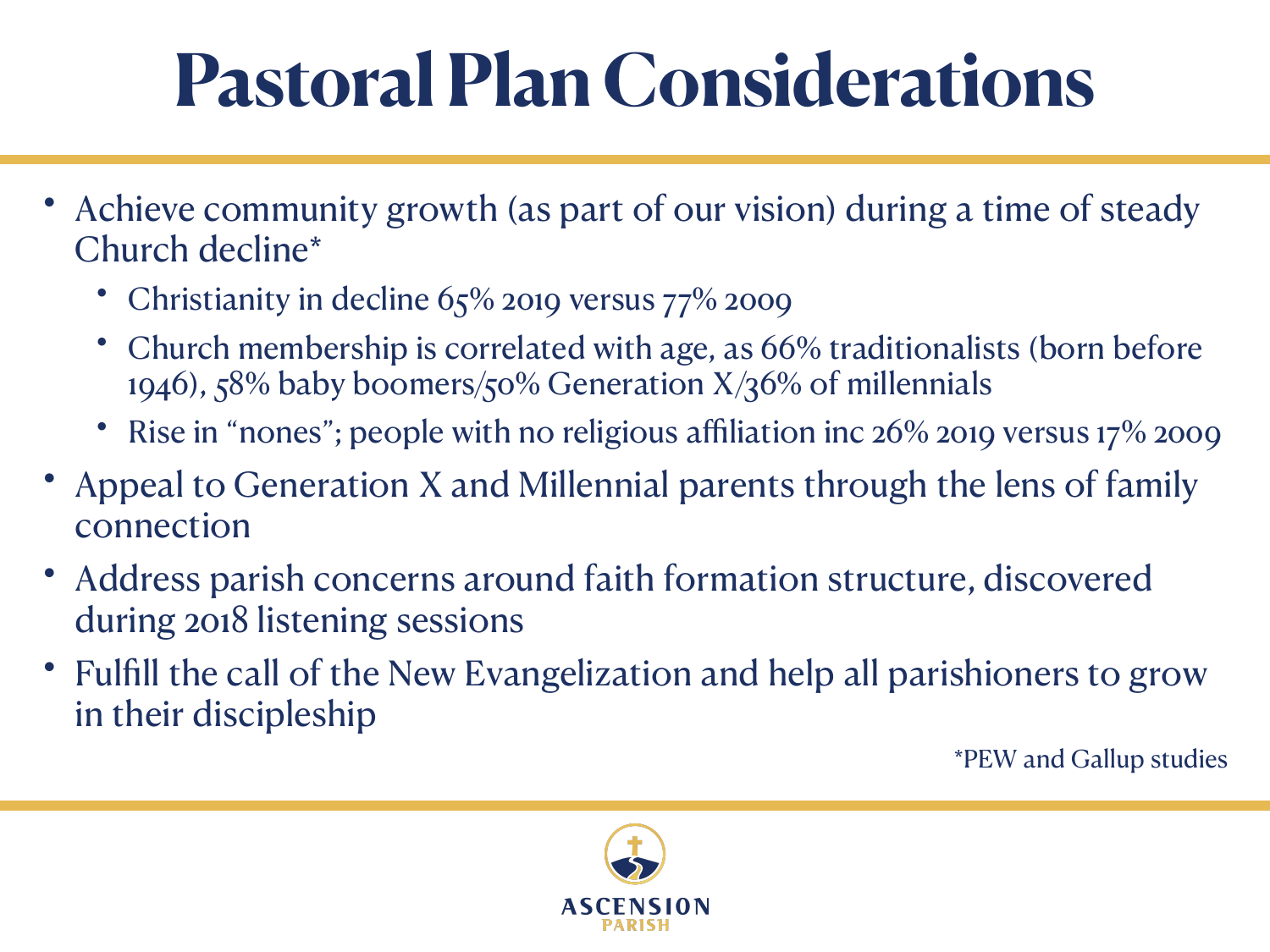# Pastoral Plan Considerations

- Achieve community growth (as part of our vision) during a time of steady Church decline*
  - Christianity in decline 65% 2019 versus 77% 2009
  - Church membership is correlated with age, as 66% traditionalists (born before 1946), 58% baby boomers/50% Generation X/36% of millennials
  - Rise in "nones"; people with no religious affiliation inc 26% 2019 versus 17% 2009
- Appeal to Generation X and Millennial parents through the lens of family connection
- Address parish concerns around faith formation structure, discovered during 2018 listening sessions
- Fulfill the call of the New Evangelization and help all parishioners to grow in their discipleship

*PEW and Gallup studies

ASCENSION PARISH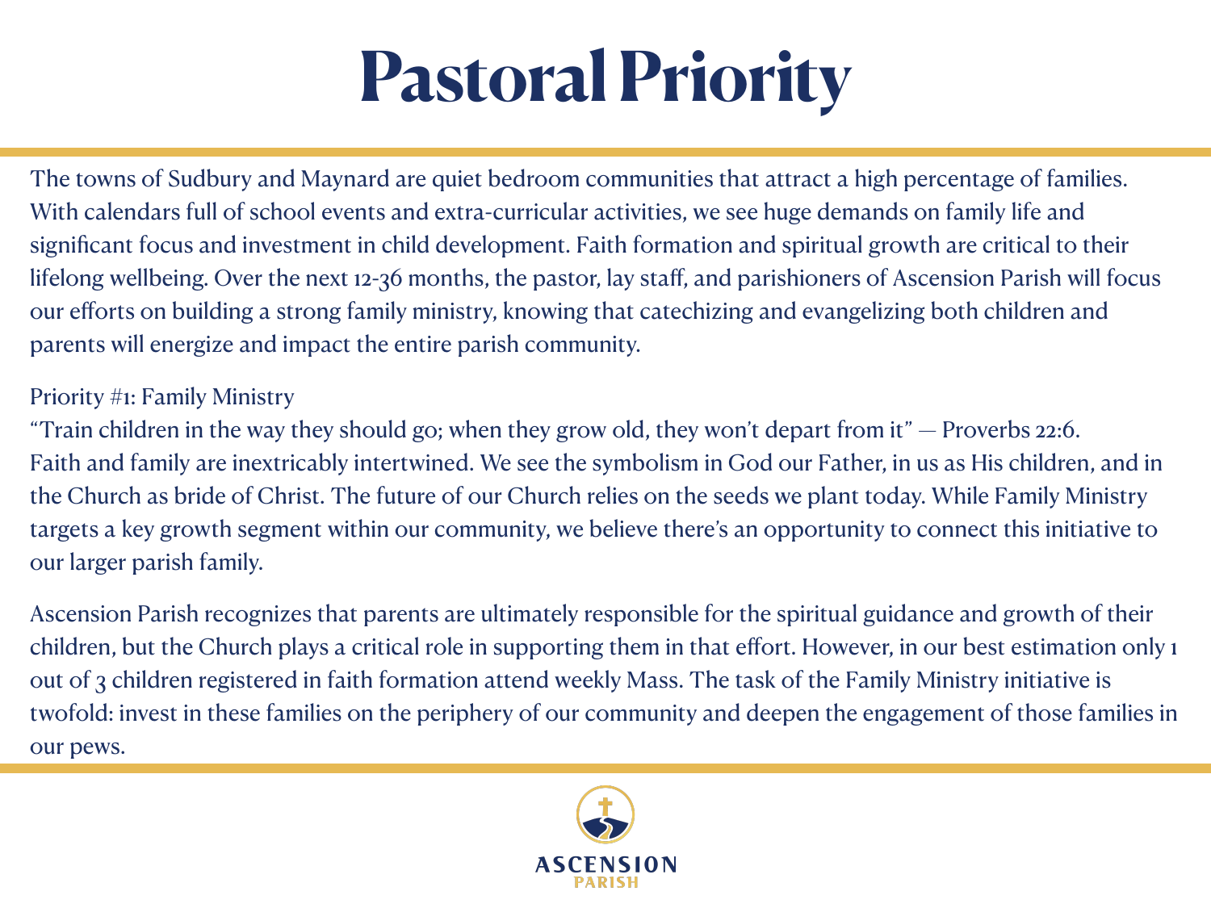# Pastoral Priority

The towns of Sudbury and Maynard are quiet bedroom communities that attract a high percentage of families. With calendars full of school events and extra-curricular activities, we see huge demands on family life and significant focus and investment in child development. Faith formation and spiritual growth are critical to their lifelong wellbeing. Over the next 12-36 months, the pastor, lay staff, and parishioners of Ascension Parish will focus our efforts on building a strong family ministry, knowing that catechizing and evangelizing both children and parents will energize and impact the entire parish community.

Priority #1: Family Ministry

"Train children in the way they should go; when they grow old, they won't depart from it" — Proverbs 22:6.
Faith and family are inextricably intertwined. We see the symbolism in God our Father, in us as His children, and in the Church as bride of Christ. The future of our Church relies on the seeds we plant today. While Family Ministry targets a key growth segment within our community, we believe there's an opportunity to connect this initiative to our larger parish family.

Ascension Parish recognizes that parents are ultimately responsible for the spiritual guidance and growth of their children, but the Church plays a critical role in supporting them in that effort. However, in our best estimation only 1 out of 3 children registered in faith formation attend weekly Mass. The task of the Family Ministry initiative is twofold: invest in these families on the periphery of our community and deepen the engagement of those families in our pews.

ASCENSION PARISH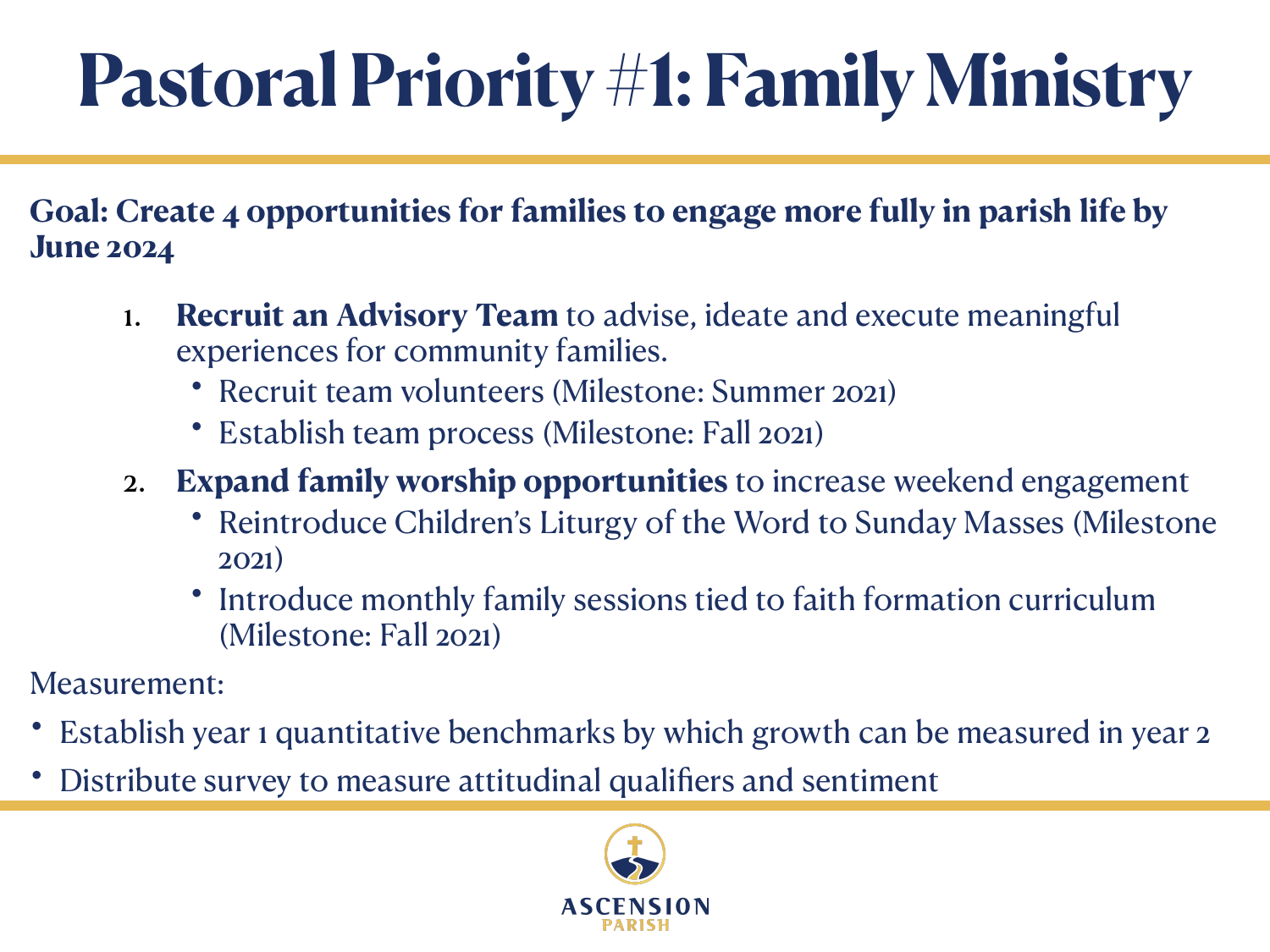# Pastoral Priority #1: Family Ministry

**Goal: Create 4 opportunities for families to engage more fully in parish life by June 2024**

1. **Recruit an Advisory Team** to advise, ideate and execute meaningful experiences for community families.
   - Recruit team volunteers (Milestone: Summer 2021)
   - Establish team process (Milestone: Fall 2021)
2. **Expand family worship opportunities** to increase weekend engagement
   - Reintroduce Children's Liturgy of the Word to Sunday Masses (Milestone 2021)
   - Introduce monthly family sessions tied to faith formation curriculum (Milestone: Fall 2021)

Measurement:

- Establish year 1 quantitative benchmarks by which growth can be measured in year 2
- Distribute survey to measure attitudinal qualifiers and sentiment

ASCENSION PARISH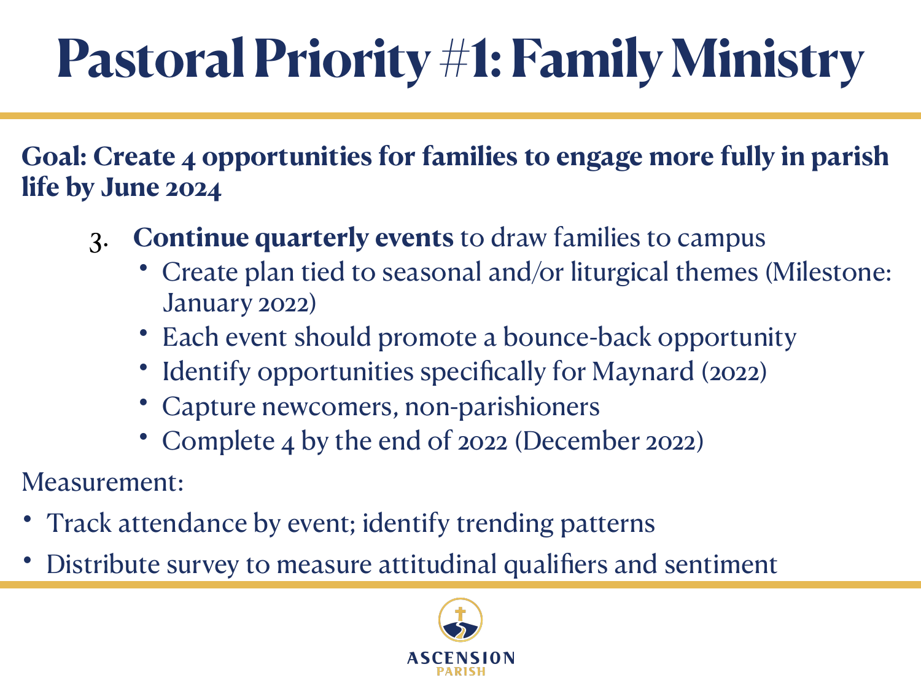# Pastoral Priority #1: Family Ministry

**Goal: Create 4 opportunities for families to engage more fully in parish life by June 2024**

3. **Continue quarterly events** to draw families to campus
   - Create plan tied to seasonal and/or liturgical themes (Milestone: January 2022)
   - Each event should promote a bounce-back opportunity
   - Identify opportunities specifically for Maynard (2022)
   - Capture newcomers, non-parishioners
   - Complete 4 by the end of 2022 (December 2022)

Measurement:

- Track attendance by event; identify trending patterns
- Distribute survey to measure attitudinal qualifiers and sentiment

ASCENSION PARISH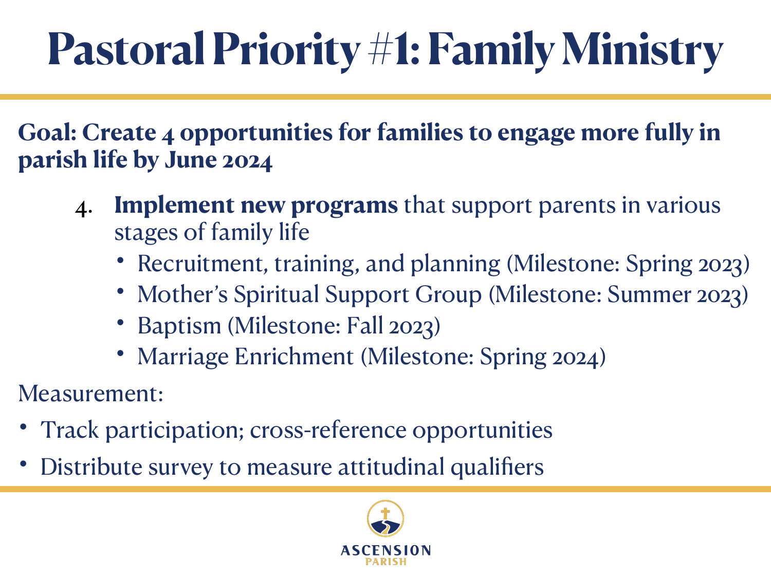# Pastoral Priority #1: Family Ministry

**Goal: Create 4 opportunities for families to engage more fully in parish life by June 2024**

4. **Implement new programs** that support parents in various stages of family life
   - Recruitment, training, and planning (Milestone: Spring 2023)
   - Mother's Spiritual Support Group (Milestone: Summer 2023)
   - Baptism (Milestone: Fall 2023)
   - Marriage Enrichment (Milestone: Spring 2024)

Measurement:

- Track participation; cross-reference opportunities
- Distribute survey to measure attitudinal qualifiers

ASCENSION PARISH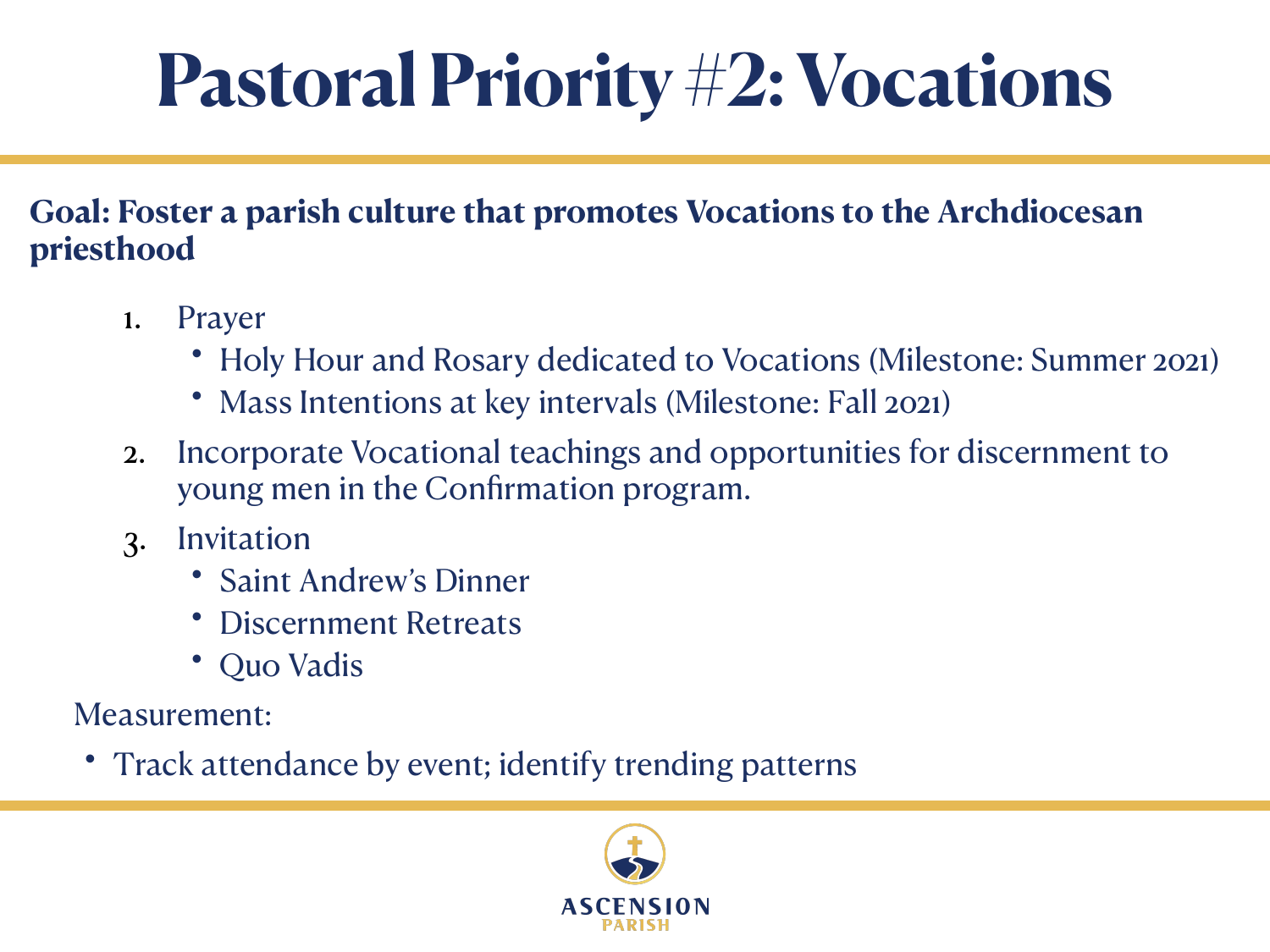# Pastoral Priority #2: Vocations

**Goal: Foster a parish culture that promotes Vocations to the Archdiocesan priesthood**

1. Prayer
   - Holy Hour and Rosary dedicated to Vocations (Milestone: Summer 2021)
   - Mass Intentions at key intervals (Milestone: Fall 2021)
2. Incorporate Vocational teachings and opportunities for discernment to young men in the Confirmation program.
3. Invitation
   - Saint Andrew's Dinner
   - Discernment Retreats
   - Quo Vadis

Measurement:

- Track attendance by event; identify trending patterns

ASCENSION
PARISH